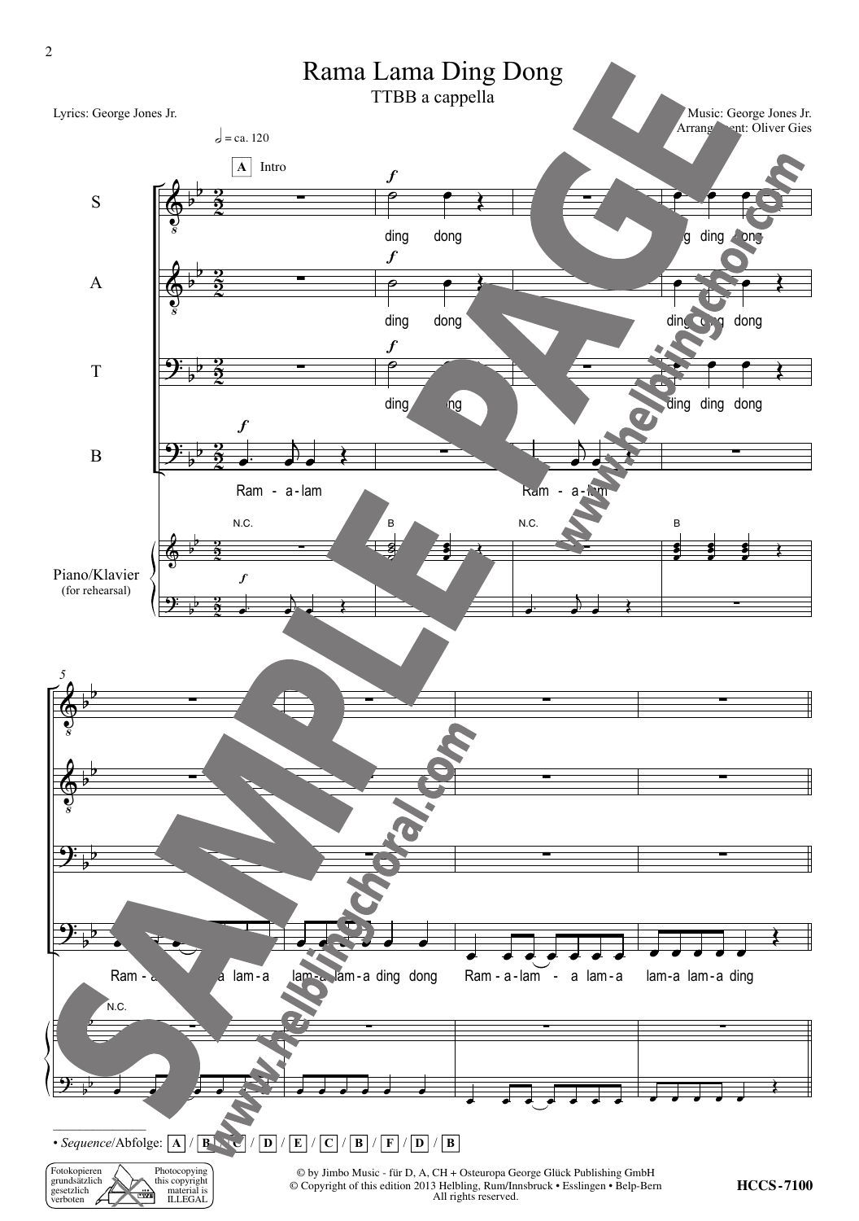# Rama Lama Ding Dong

TTBB a cappella

Lyrics: George Jones Jr.

Music: George Jones Jr.
Arrangement: Oliver Gies

• *Sequence*/Abfolge: A / B / C / D / E / C / B / F / D / B

© by Jimbo Music - für D, A, CH + Osteuropa George Glück Publishing GmbH
© Copyright of this edition 2013 Helbling, Rum/Innsbruck • Esslingen • Belp-Bern
All rights reserved.

HCCS-7100

Fotokopieren grundsätzlich gesetzlich verboten — Photocopying this copyright material is ILLEGAL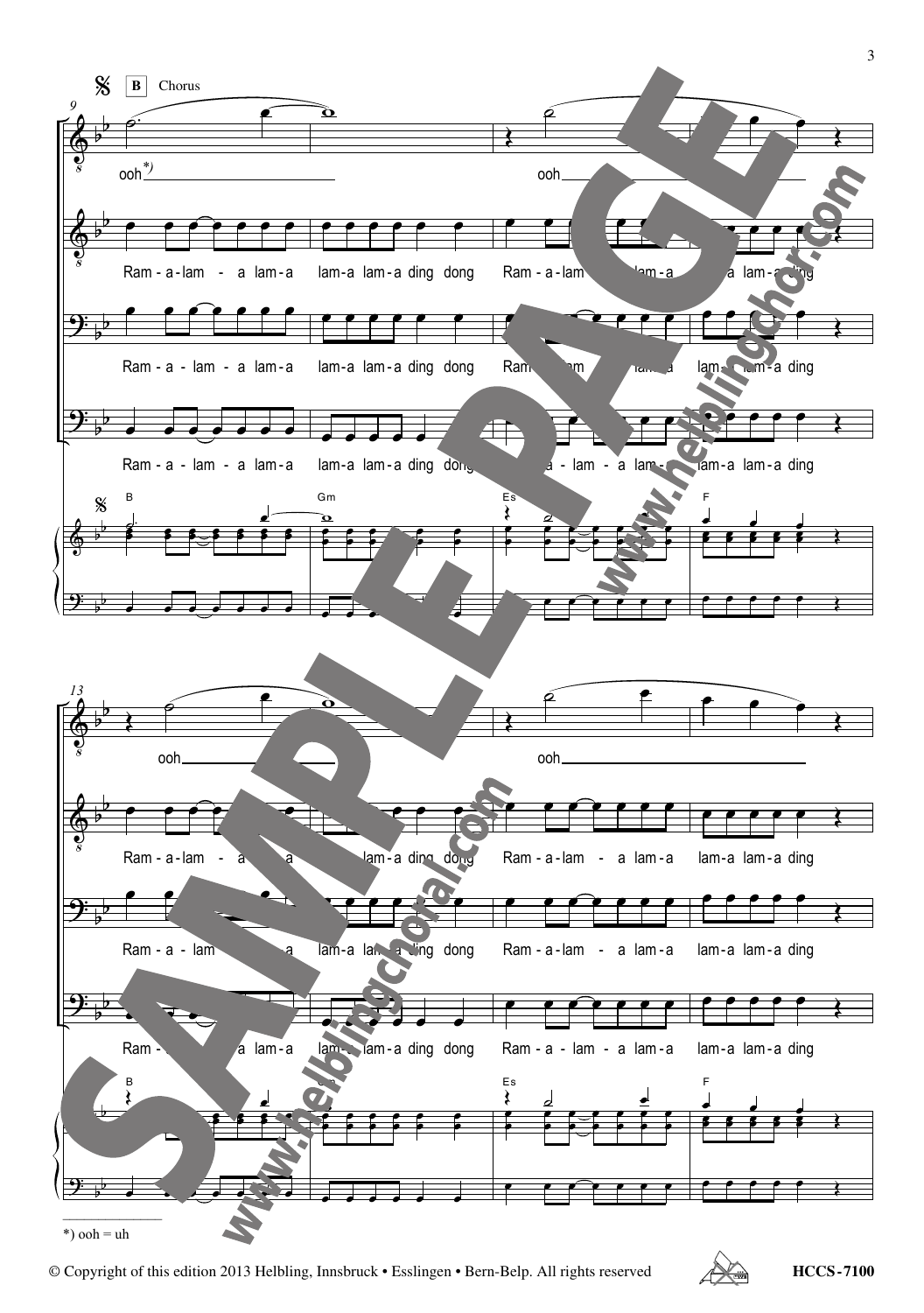**B** Chorus

9

ooh*) ooh

Ram - a - lam - a lam - a lam - a lam - a ding dong Ram - a - lam - a lam - a lam - a lam - a ding

Ram - a - lam - a lam - a lam - a lam - a ding dong Ram - a - lam - a lam - a lam - a lam - a ding

Ram - a - lam - a lam - a lam - a lam - a ding dong Ram - a - lam - a lam - a lam - a lam - a ding

B Gm Es F

13

ooh ooh

Ram - a - lam - a lam - a lam - a lam - a ding dong Ram - a - lam - a lam - a lam - a lam - a ding

Ram - a - lam - a lam - a lam - a lam - a ding dong Ram - a - lam - a lam - a lam - a lam - a ding

Ram - a - lam - a lam - a lam - a lam - a ding dong Ram - a - lam - a lam - a lam - a lam - a ding

B Gm Es F

*) ooh = uh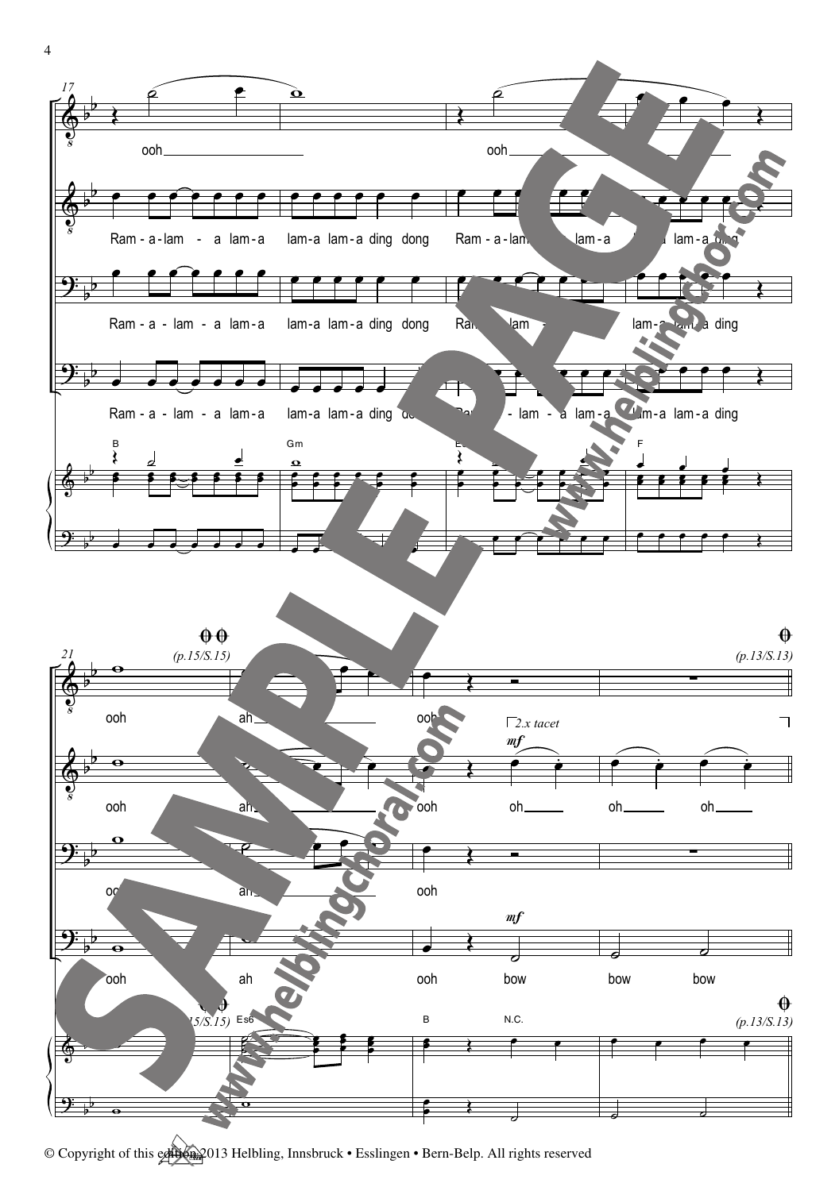ooh ooh

Ram - a - lam - a lam - a lam-a lam-a ding dong Ram - a - lam - a lam - a lam-a lam-a ding

Ram - a - lam - a lam - a lam-a lam-a ding dong Ram - a - lam - a lam - a lam-a lam-a ding

Ram - a - lam - a lam - a lam-a lam-a ding dong Ram - a - lam - a lam - a lam-a lam-a ding

B Gm Es F

(p.15/S.15) (p.13/S.13)

ooh ah ooh

*2.x tacet*

*mf*

ooh ah ooh oh oh oh

ooh ah ooh

*mf*

ooh ah ooh bow bow bow

(p.15/S.15) Es6 B N.C. (p.13/S.13)

© Copyright of this edition 2013 Helbling, Innsbruck • Esslingen • Bern-Belp. All rights reserved

SAMPLE PAGE www.helblingchoral.com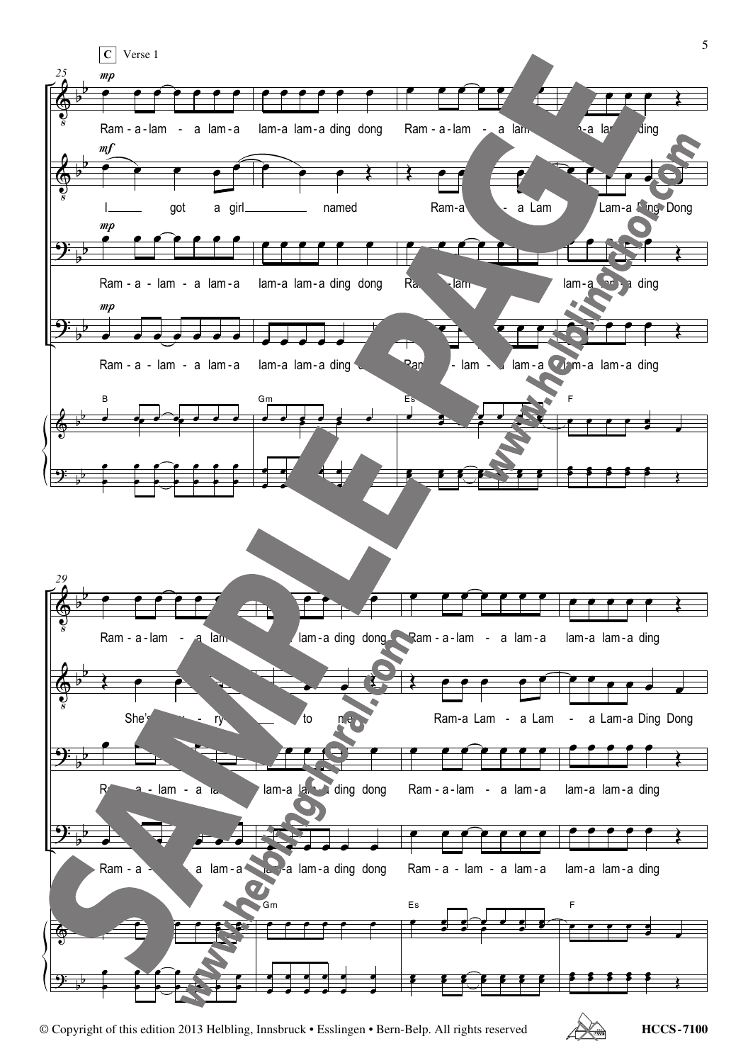C Verse 1

Ram-a-lam - a lam-a lam-a lam-a ding dong Ram-a-lam - a lam-a lam-a lam-a ding

I got a girl named Ram-a Lam - a Lam - a Lam-a Ding Dong

Ram-a-lam - a lam-a lam-a lam-a ding dong Ram-a-lam - a lam-a lam-a lam-a ding

Ram-a-lam - a lam-a lam-a lam-a ding dong Ram-a-lam - a lam-a lam-a lam-a ding

B Gm Es F

Ram-a-lam - a lam-a lam-a lam-a ding dong Ram-a-lam - a lam-a lam-a lam-a ding

She's ... to me Ram-a Lam - a Lam - a Lam-a Ding Dong

Ram-a-lam - a lam-a lam-a lam-a ding dong Ram-a-lam - a lam-a lam-a lam-a ding

Ram-a-lam - a lam-a lam-a lam-a ding dong Ram-a-lam - a lam-a lam-a lam-a ding

Gm Es F

© Copyright of this edition 2013 Helbling, Innsbruck • Esslingen • Bern-Belp. All rights reserved HCCS-7100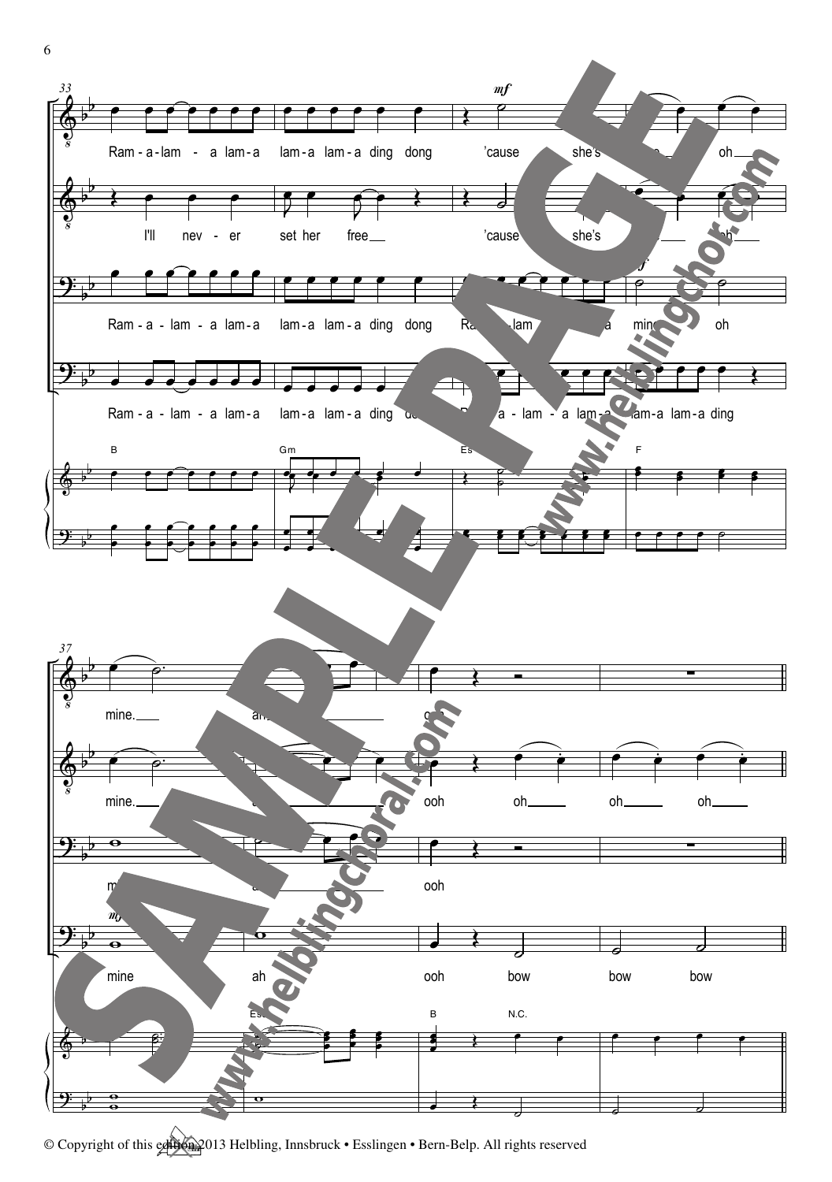© Copyright of this edition 2013 Helbling, Innsbruck • Esslingen • Bern-Belp. All rights reserved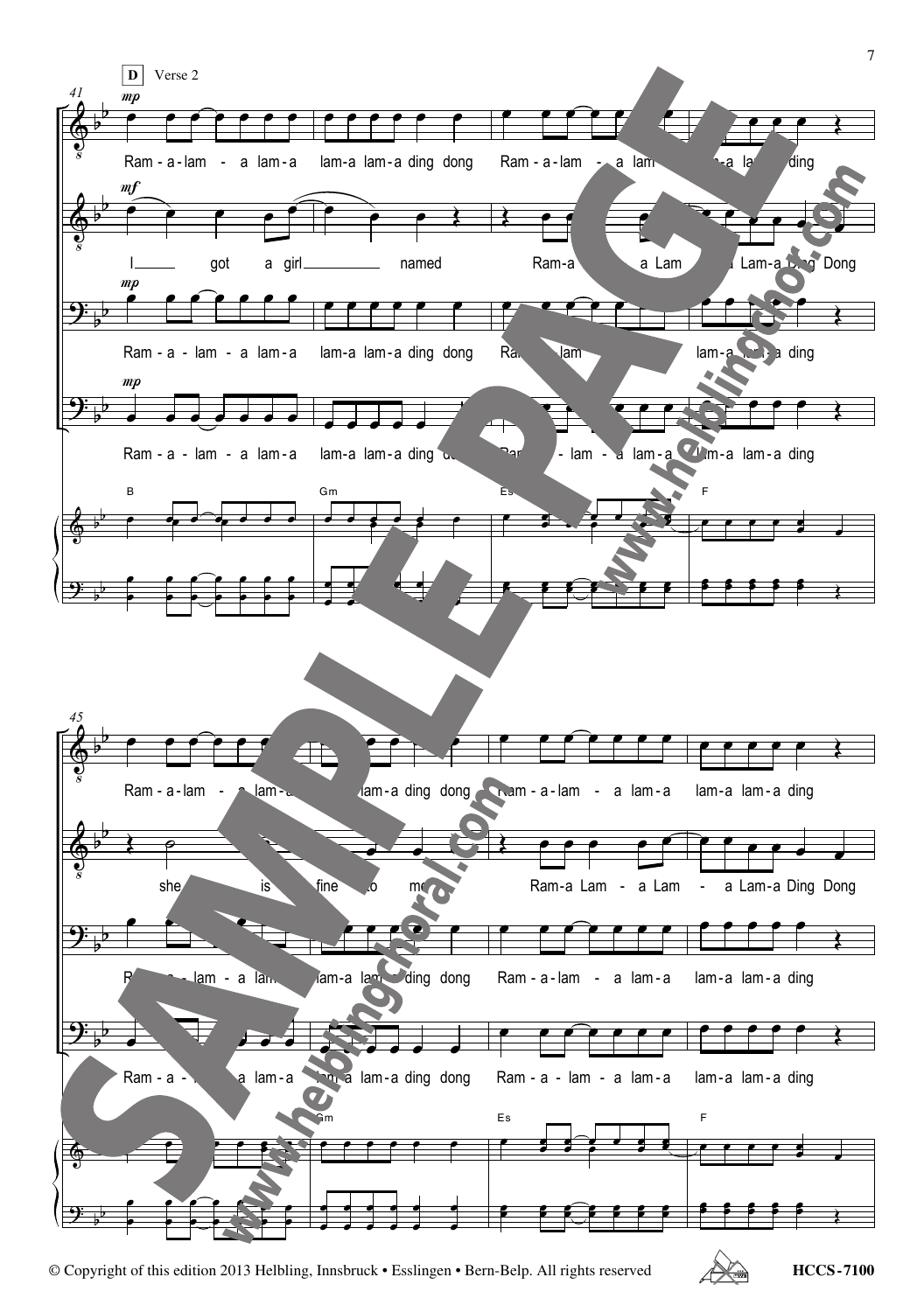**D** Verse 2

Ram-a-lam - a lam-a lam-a lam-a ding dong Ram-a-lam - a lam-a lam-a lam-a ding

I got a girl named Ram-a Lam - a Lam - a Lam-a Ding Dong

Ram-a-lam - a lam-a lam-a lam-a ding dong Ram-a-lam - a lam-a lam-a lam-a ding

Ram-a-lam - a lam-a lam-a lam-a ding dong Ram-a-lam - a lam-a lam-a lam-a ding

B Gm Es F

Ram-a-lam - a lam-a lam-a lam-a ding dong Ram-a-lam - a lam-a lam-a lam-a ding

she is fine to me Ram-a Lam - a Lam - a Lam-a Ding Dong

Ram-a-lam - a lam-a lam-a lam-a ding dong Ram-a-lam - a lam-a lam-a lam-a ding

Ram-a-lam - a lam-a lam-a lam-a ding dong Ram-a-lam - a lam-a lam-a lam-a ding

Gm Es F

© Copyright of this edition 2013 Helbling, Innsbruck • Esslingen • Bern-Belp. All rights reserved HCCS-7100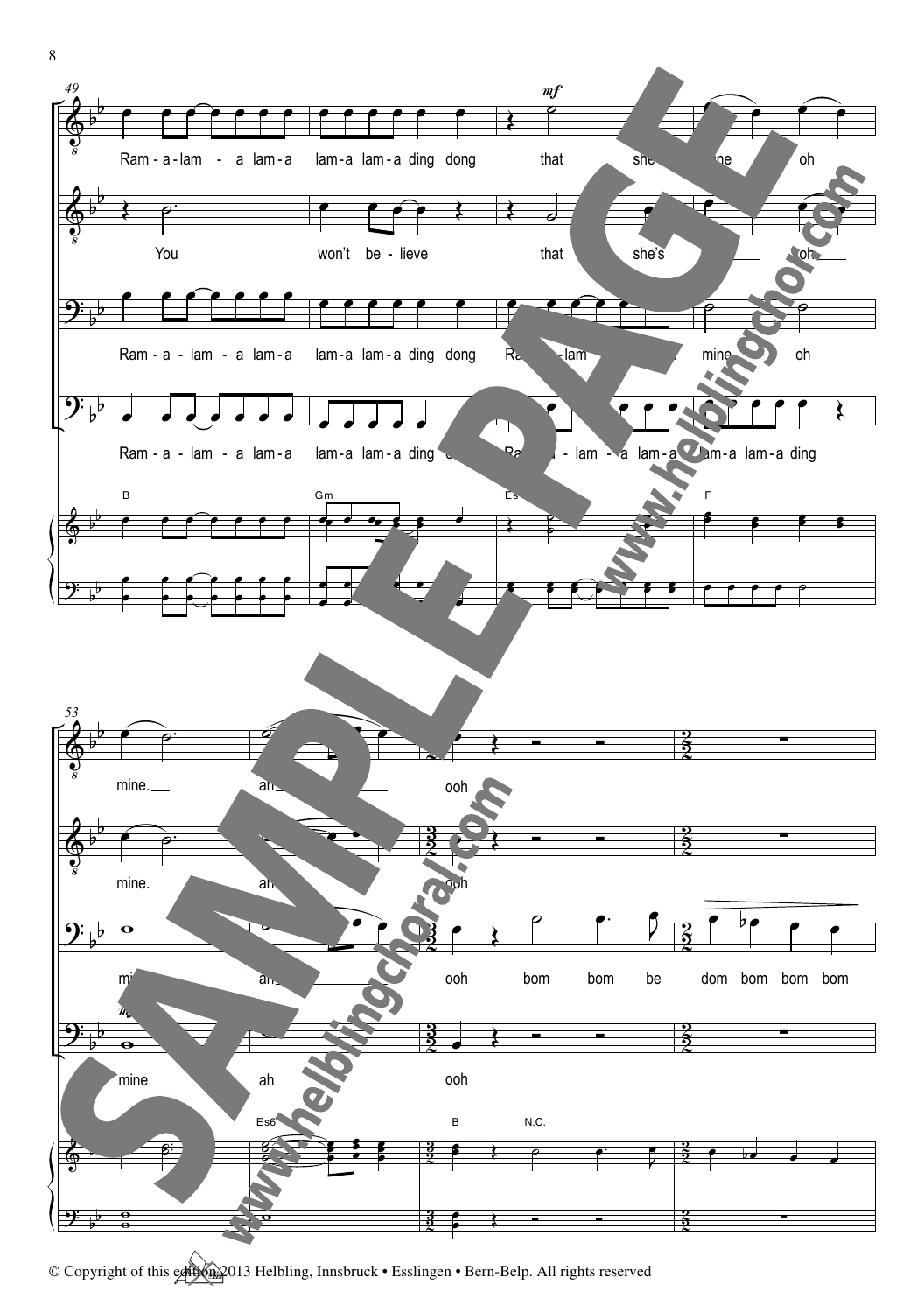49

Ram - a - lam - a lam - a lam - a lam - a ding dong that she's mine oh

You won't be - lieve that she's oh

Ram - a - lam - a lam - a lam - a lam - a ding dong Ram - a - lam - a mine oh

Ram - a - lam - a lam - a lam - a lam - a ding dong Ram - a - lam - a lam - a lam - a lam - a ding

B Gm Es F

53

mine. ah ooh

mine. ah ooh

mine ah ooh bom bom be dom bom bom bom

mine ah ooh

Es6 B N.C.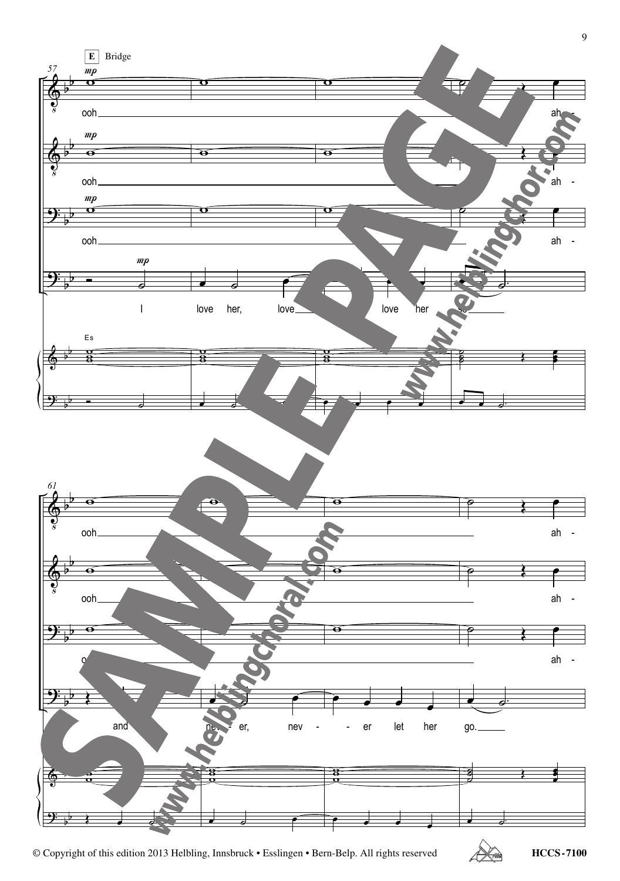**E** Bridge

57

*mp*

ooh ah -

*mp*

ooh ah -

*mp*

ooh ah -

*mp*

I love her, love love her so

Es

61

ooh ah -

ooh ah -

ooh ah -

and nev - er, nev - - er let her go.

© Copyright of this edition 2013 Helbling, Innsbruck • Esslingen • Bern-Belp. All rights reserved

HCCS-7100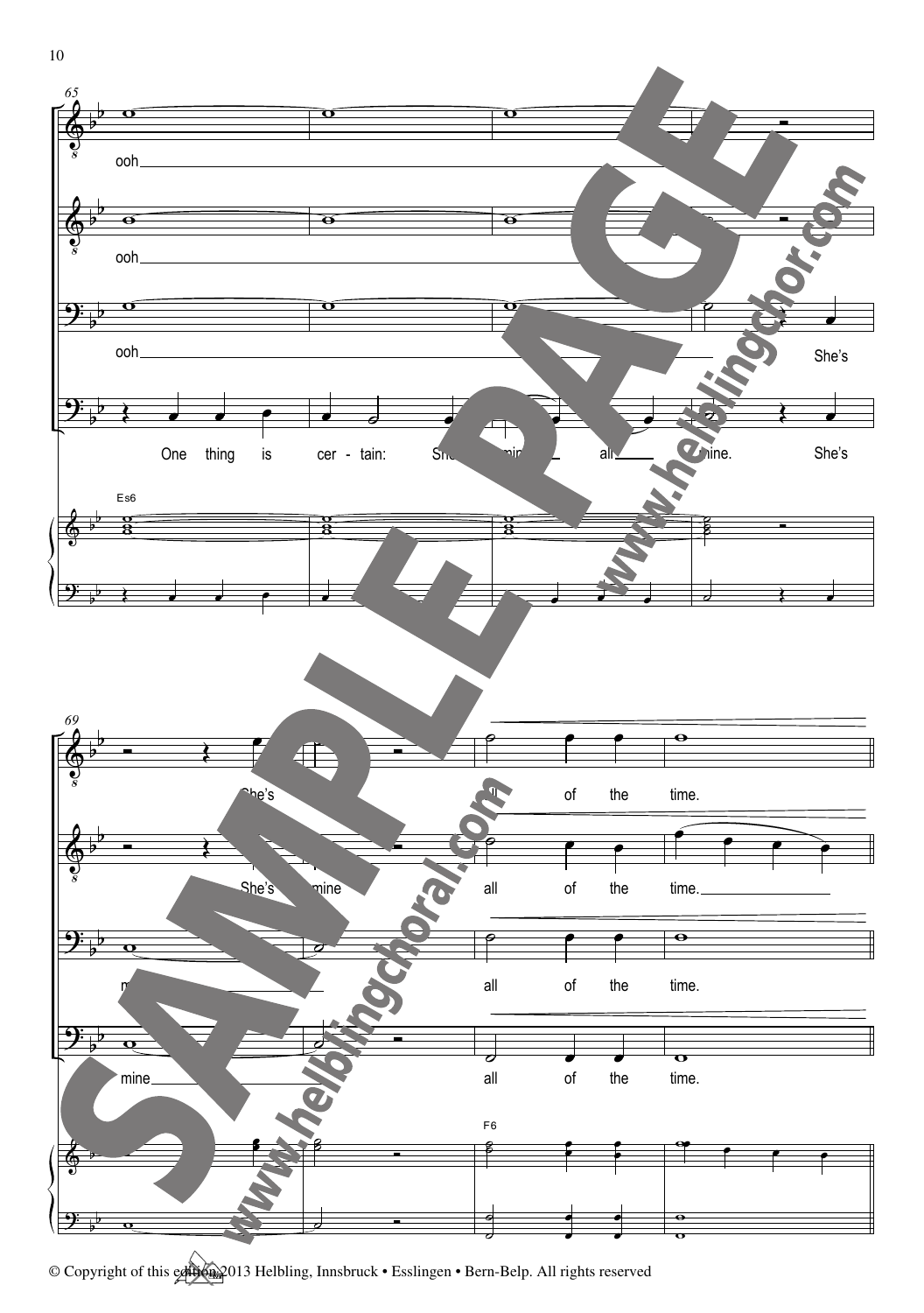© Copyright of this edition 2013 Helbling, Innsbruck • Esslingen • Bern-Belp. All rights reserved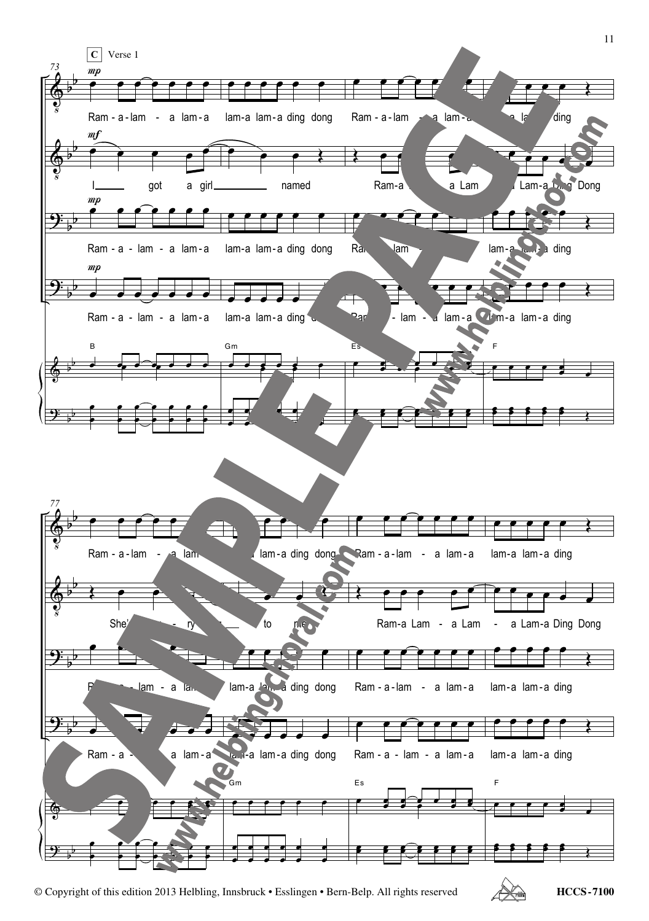**C** Verse 1

73

*mp*

Ram - a - lam - a lam - a lam - a lam - a ding dong Ram - a - lam - a lam - a lam - a lam - a ding

*mf*

I got a girl named Ram - a Lam - a Lam - a Lam - a Ding Dong

*mp*

Ram - a - lam - a lam - a lam - a lam - a ding dong Ram - a - lam - a lam - a lam - a lam - a ding

*mp*

Ram - a - lam - a lam - a lam - a lam - a ding dong Ram - a - lam - a lam - a lam - a lam - a ding

B Gm Es F

77

Ram - a - lam - a lam - a lam - a lam - a ding dong Ram - a - lam - a lam - a lam - a lam - a ding

She's so ve - ry dear to me Ram - a Lam - a Lam - a Lam - a Ding Dong

Ram - a - lam - a lam - a lam - a lam - a ding dong Ram - a - lam - a lam - a lam - a lam - a ding

Ram - a - lam - a lam - a lam - a lam - a ding dong Ram - a - lam - a lam - a lam - a lam - a ding

Gm Es F

© Copyright of this edition 2013 Helbling, Innsbruck • Esslingen • Bern-Belp. All rights reserved

HCCS-7100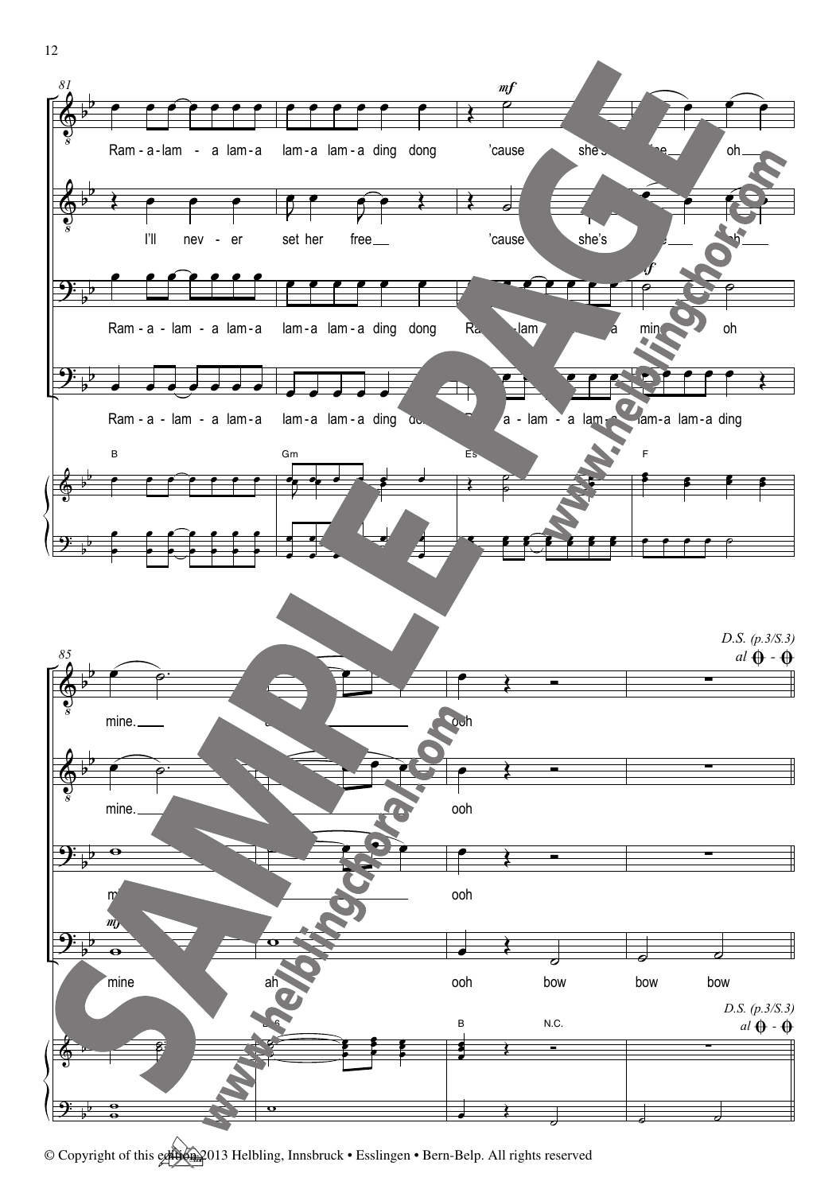81

Ram - a - lam - a lam - a lam - a lam - a ding dong 'cause she's the oh

I'll nev - er set her free 'cause she's the oh

Ram - a - lam - a lam - a lam - a lam - a ding dong Ram - a - lam - a lam - a min - oh

Ram - a - lam - a lam - a lam - a lam - a ding dong Ram - a - lam - a lam - a lam - a lam - a ding

B Gm Es F

85

*D.S. (p.3/S.3) al ⊕ - ⊕*

mine. ah ooh

mine. ooh

mine ooh

mine ah ooh bow bow bow

B6 B N.C.

*D.S. (p.3/S.3) al ⊕ - ⊕*

© Copyright of this edition 2013 Helbling, Innsbruck • Esslingen • Bern-Belp. All rights reserved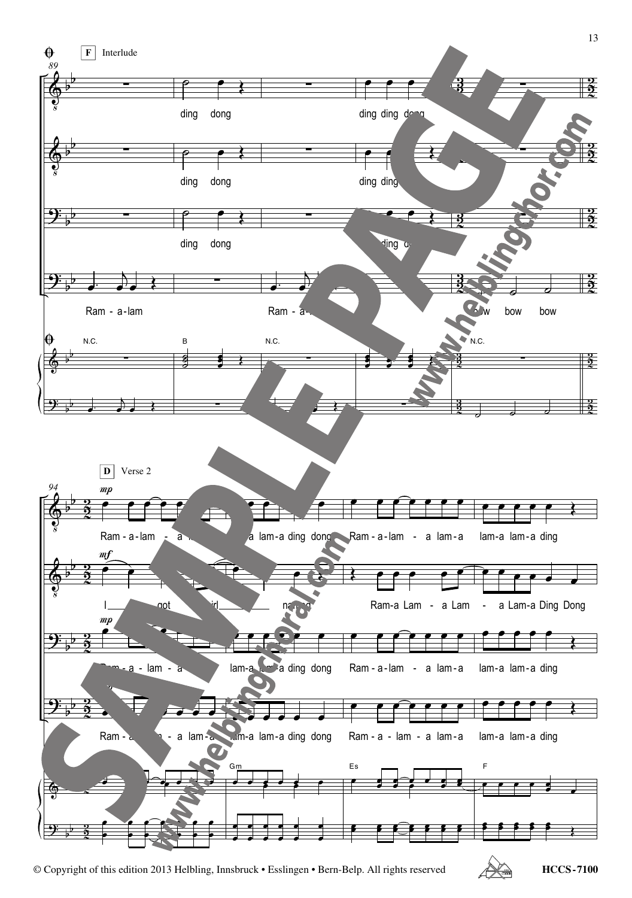**F** Interlude

ding dong ding ding dong

ding dong ding ding

ding dong ding dong

Ram - a - lam Ram - a - lam bow bow bow

N.C. B N.C. N.C.

**D** Verse 2

*mp*

Ram - a - lam - a lam - a lam - a ding dong Ram - a - lam - a lam - a lam - a lam - a ding

*mf*

I got a girl named Ram - a Lam - a Lam - a Lam - a Ding Dong

*mp*

Ram - a - lam - a lam - a lam - a ding dong Ram - a - lam - a lam - a lam - a lam - a ding

Ram - a - lam - a lam - a lam - a lam - a ding dong Ram - a - lam - a lam - a lam - a lam - a ding

Gm Es F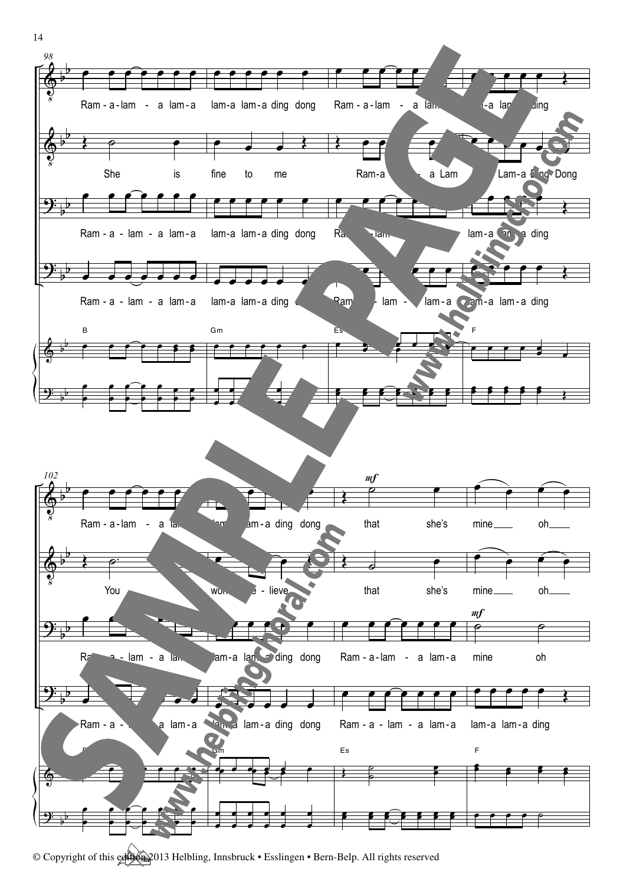© Copyright of this edition 2013 Helbling, Innsbruck • Esslingen • Bern-Belp. All rights reserved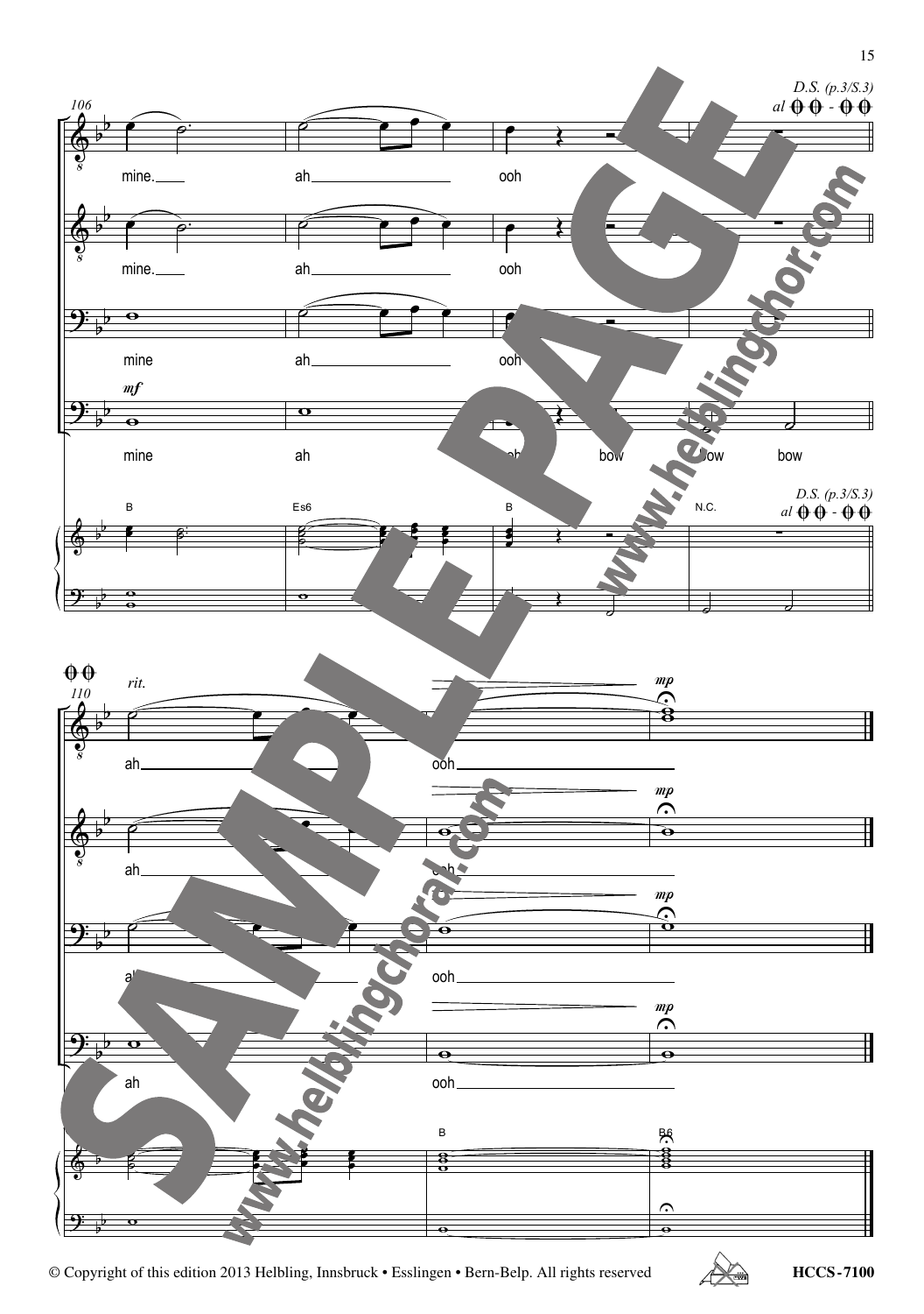D.S. (p.3/S.3) al ⊕⊕ - ⊕⊕

mine. ah ooh

mine. ah ooh

mine ah ooh

*mf*

mine ah ooh bow bow bow

B Es6 B N.C.

D.S. (p.3/S.3) al ⊕⊕ - ⊕⊕

⊕⊕

*rit.*

*mp*

ah ooh

*mp*

ah ooh

*mp*

ah ooh

*mp*

ah ooh

B B6

© Copyright of this edition 2013 Helbling, Innsbruck • Esslingen • Bern-Belp. All rights reserved

HCCS-7100